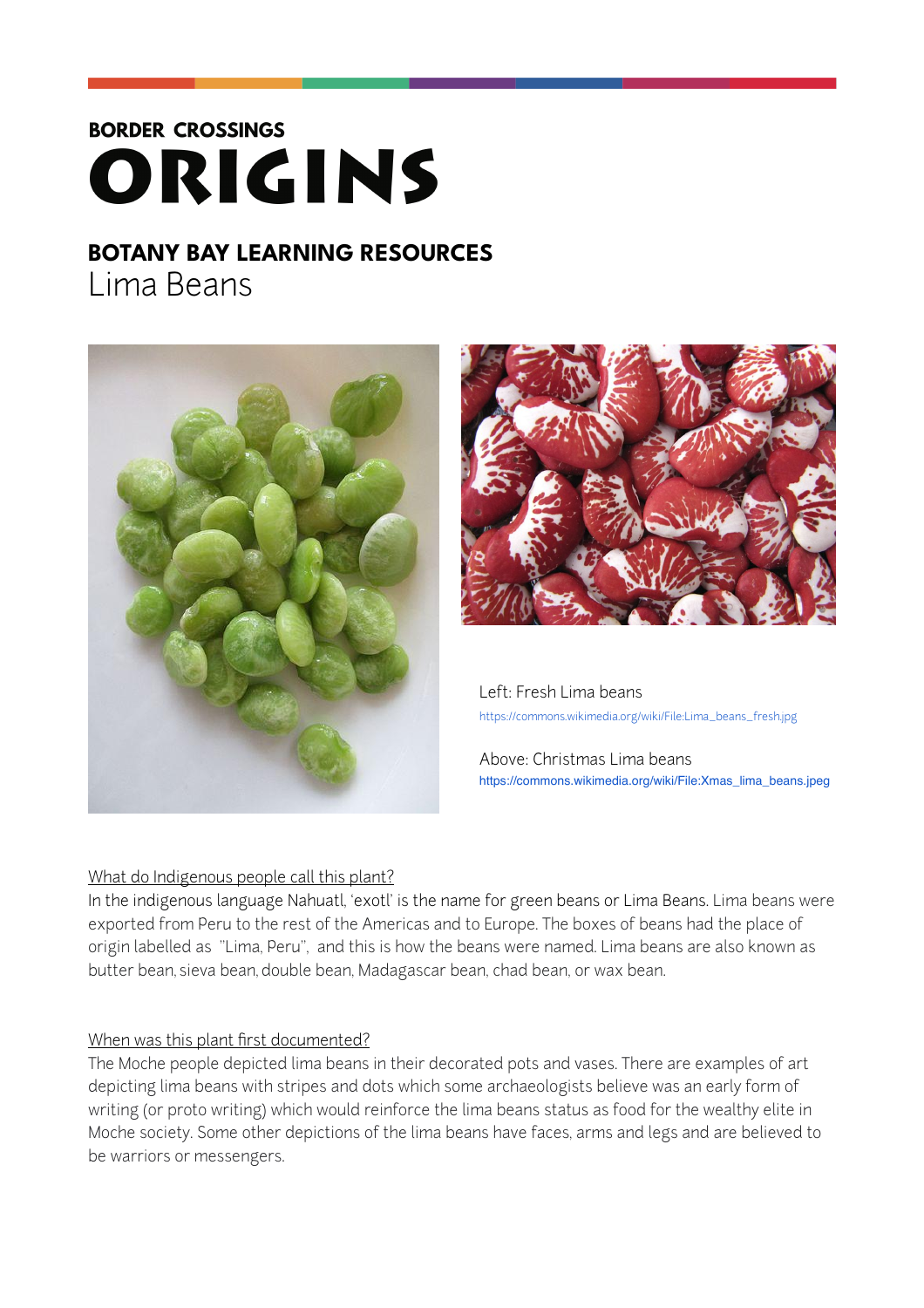BORDER CROSSINGS

# ORIGINS

## BOTANY BAY LEARNING RESOURCES

Lima Beans

Left: Fresh Lima beans
https://commons.wikimedia.org/wiki/File:Lima_beans_fresh.jpg

Above: Christmas Lima beans
https://commons.wikimedia.org/wiki/File:Xmas_lima_beans.jpeg

### What do Indigenous people call this plant?

In the indigenous language Nahuatl, 'exotl' is the name for green beans or Lima Beans. Lima beans were exported from Peru to the rest of the Americas and to Europe. The boxes of beans had the place of origin labelled as "Lima, Peru", and this is how the beans were named. Lima beans are also known as butter bean, sieva bean, double bean, Madagascar bean, chad bean, or wax bean.

### When was this plant first documented?

The Moche people depicted lima beans in their decorated pots and vases. There are examples of art depicting lima beans with stripes and dots which some archaeologists believe was an early form of writing (or proto writing) which would reinforce the lima beans status as food for the wealthy elite in Moche society. Some other depictions of the lima beans have faces, arms and legs and are believed to be warriors or messengers.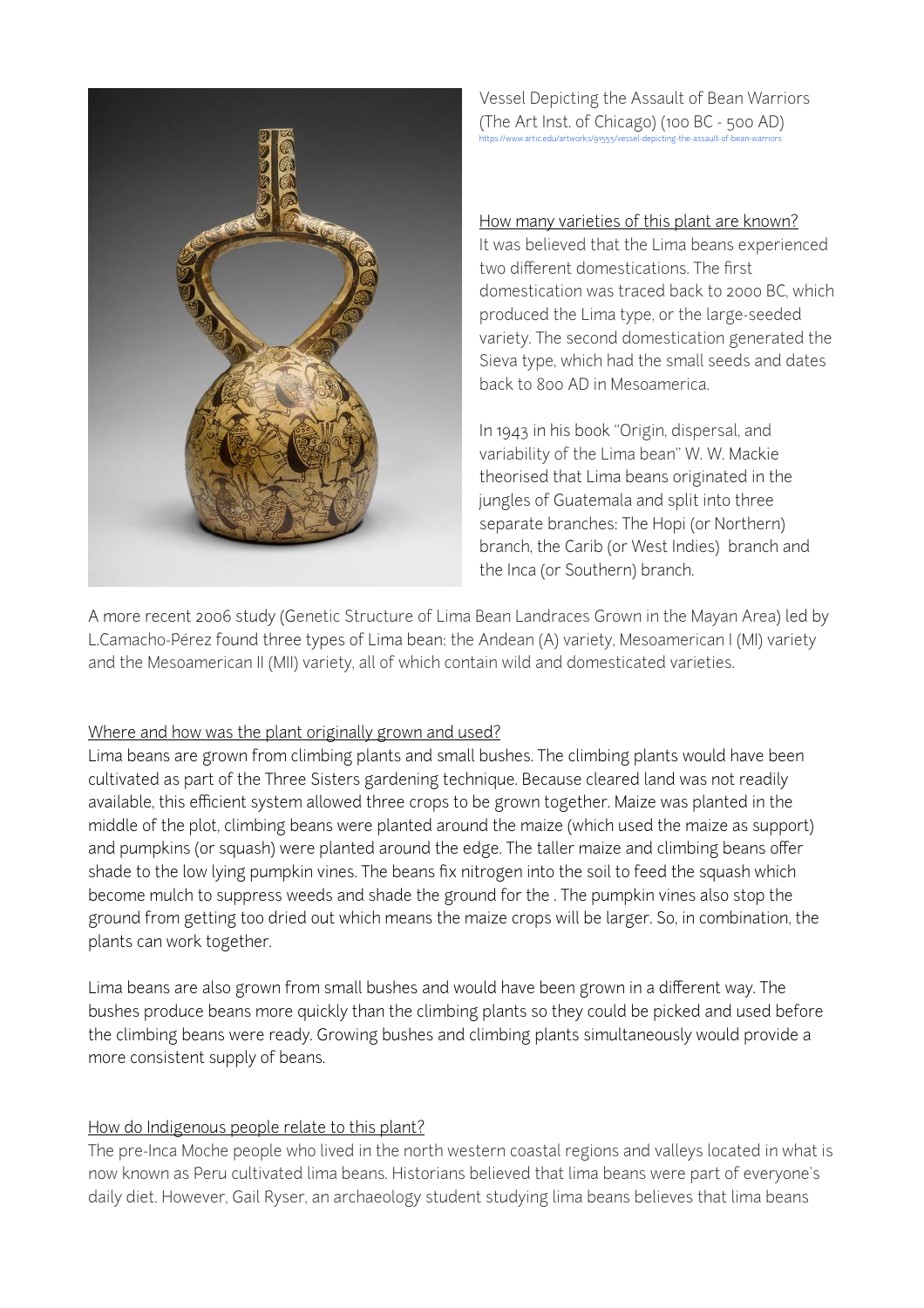Vessel Depicting the Assault of Bean Warriors (The Art Inst. of Chicago) (100 BC - 500 AD)
https://www.artic.edu/artworks/91555/vessel-depicting-the-assault-of-bean-warriors

<u>How many varieties of this plant are known?</u>

It was believed that the Lima beans experienced two different domestications. The first domestication was traced back to 2000 BC, which produced the Lima type, or the large-seeded variety. The second domestication generated the Sieva type, which had the small seeds and dates back to 800 AD in Mesoamerica.

In 1943 in his book "Origin, dispersal, and variability of the Lima bean" W. W. Mackie theorised that Lima beans originated in the jungles of Guatemala and split into three separate branches: The Hopi (or Northern) branch, the Carib (or West Indies) branch and the Inca (or Southern) branch.

A more recent 2006 study (Genetic Structure of Lima Bean Landraces Grown in the Mayan Area) led by L.Camacho-Pérez found three types of Lima bean: the Andean (A) variety, Mesoamerican I (MI) variety and the Mesoamerican II (MII) variety, all of which contain wild and domesticated varieties.

<u>Where and how was the plant originally grown and used?</u>

Lima beans are grown from climbing plants and small bushes. The climbing plants would have been cultivated as part of the Three Sisters gardening technique. Because cleared land was not readily available, this efficient system allowed three crops to be grown together. Maize was planted in the middle of the plot, climbing beans were planted around the maize (which used the maize as support) and pumpkins (or squash) were planted around the edge. The taller maize and climbing beans offer shade to the low lying pumpkin vines. The beans fix nitrogen into the soil to feed the squash which become mulch to suppress weeds and shade the ground for the . The pumpkin vines also stop the ground from getting too dried out which means the maize crops will be larger. So, in combination, the plants can work together.

Lima beans are also grown from small bushes and would have been grown in a different way. The bushes produce beans more quickly than the climbing plants so they could be picked and used before the climbing beans were ready. Growing bushes and climbing plants simultaneously would provide a more consistent supply of beans.

<u>How do Indigenous people relate to this plant?</u>

The pre-Inca Moche people who lived in the north western coastal regions and valleys located in what is now known as Peru cultivated lima beans. Historians believed that lima beans were part of everyone's daily diet. However, Gail Ryser, an archaeology student studying lima beans believes that lima beans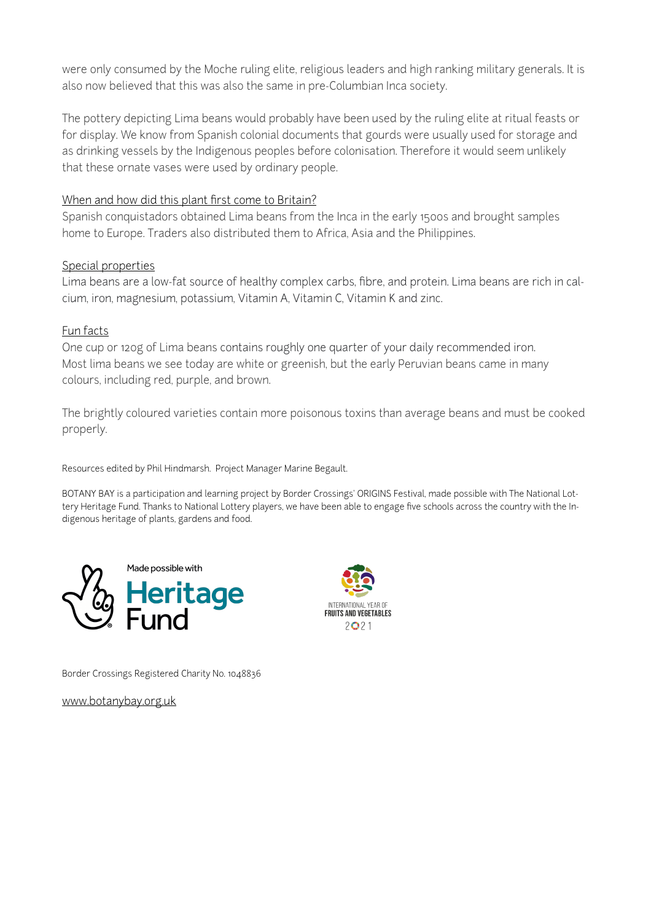were only consumed by the Moche ruling elite, religious leaders and high ranking military generals. It is also now believed that this was also the same in pre-Columbian Inca society.

The pottery depicting Lima beans would probably have been used by the ruling elite at ritual feasts or for display. We know from Spanish colonial documents that gourds were usually used for storage and as drinking vessels by the Indigenous peoples before colonisation. Therefore it would seem unlikely that these ornate vases were used by ordinary people.

## When and how did this plant first come to Britain?

Spanish conquistadors obtained Lima beans from the Inca in the early 1500s and brought samples home to Europe. Traders also distributed them to Africa, Asia and the Philippines.

## Special properties

Lima beans are a low-fat source of healthy complex carbs, fibre, and protein. Lima beans are rich in calcium, iron, magnesium, potassium, Vitamin A, Vitamin C, Vitamin K and zinc.

## Fun facts

One cup or 120g of Lima beans contains roughly one quarter of your daily recommended iron.
Most lima beans we see today are white or greenish, but the early Peruvian beans came in many colours, including red, purple, and brown.

The brightly coloured varieties contain more poisonous toxins than average beans and must be cooked properly.

Resources edited by Phil Hindmarsh. Project Manager Marine Begault.

BOTANY BAY is a participation and learning project by Border Crossings' ORIGINS Festival, made possible with The National Lottery Heritage Fund. Thanks to National Lottery players, we have been able to engage five schools across the country with the Indigenous heritage of plants, gardens and food.

Made possible with Heritage Fund

INTERNATIONAL YEAR OF FRUITS AND VEGETABLES 2021

Border Crossings Registered Charity No. 1048836

www.botanybay.org.uk